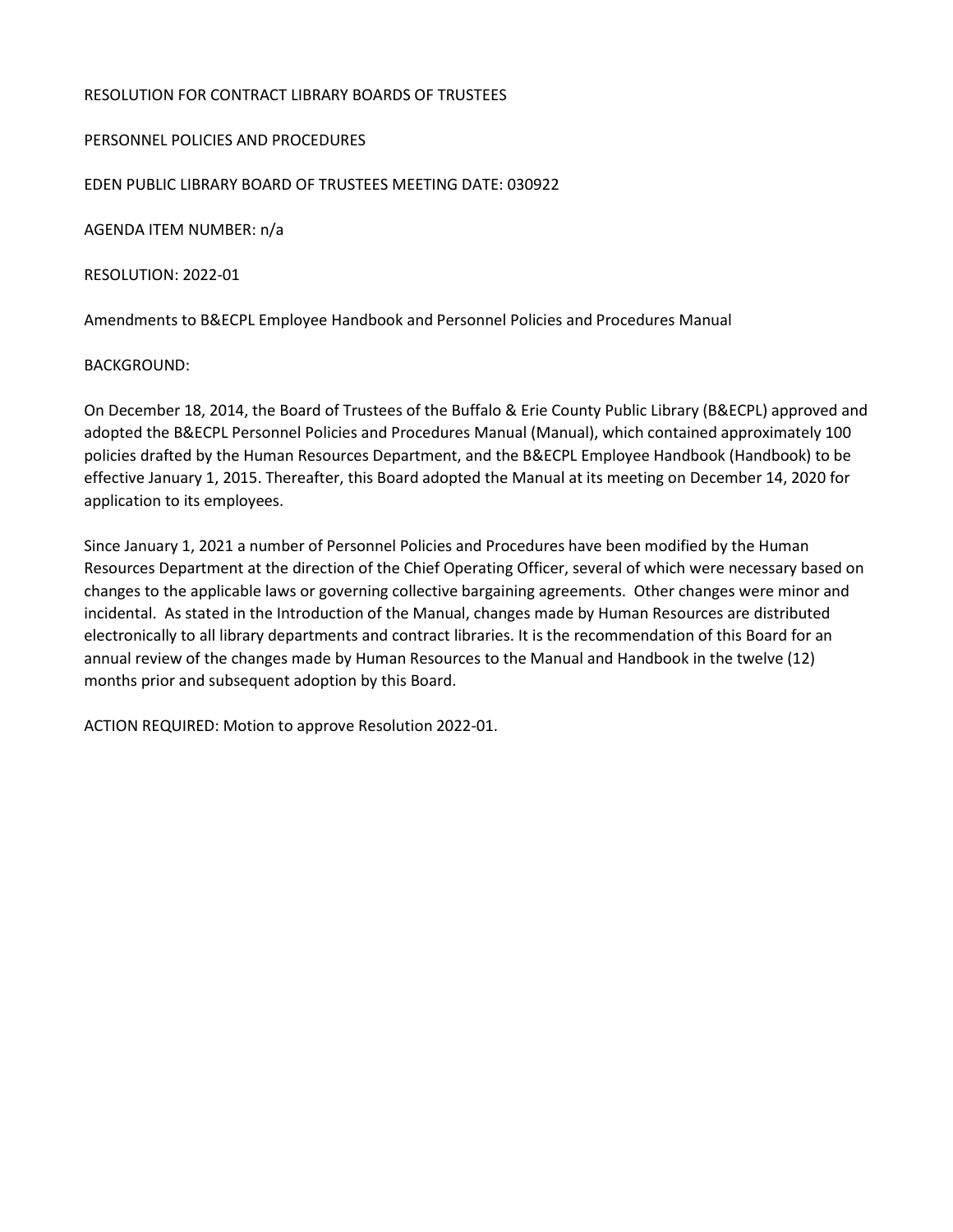RESOLUTION FOR CONTRACT LIBRARY BOARDS OF TRUSTEES

PERSONNEL POLICIES AND PROCEDURES

EDEN PUBLIC LIBRARY BOARD OF TRUSTEES MEETING DATE: 030922

AGENDA ITEM NUMBER: n/a

RESOLUTION: 2022-01

Amendments to B&ECPL Employee Handbook and Personnel Policies and Procedures Manual

BACKGROUND:

On December 18, 2014, the Board of Trustees of the Buffalo & Erie County Public Library (B&ECPL) approved and adopted the B&ECPL Personnel Policies and Procedures Manual (Manual), which contained approximately 100 policies drafted by the Human Resources Department, and the B&ECPL Employee Handbook (Handbook) to be effective January 1, 2015. Thereafter, this Board adopted the Manual at its meeting on December 14, 2020 for application to its employees.

Since January 1, 2021 a number of Personnel Policies and Procedures have been modified by the Human Resources Department at the direction of the Chief Operating Officer, several of which were necessary based on changes to the applicable laws or governing collective bargaining agreements. Other changes were minor and incidental. As stated in the Introduction of the Manual, changes made by Human Resources are distributed electronically to all library departments and contract libraries. It is the recommendation of this Board for an annual review of the changes made by Human Resources to the Manual and Handbook in the twelve (12) months prior and subsequent adoption by this Board.

ACTION REQUIRED: Motion to approve Resolution 2022-01.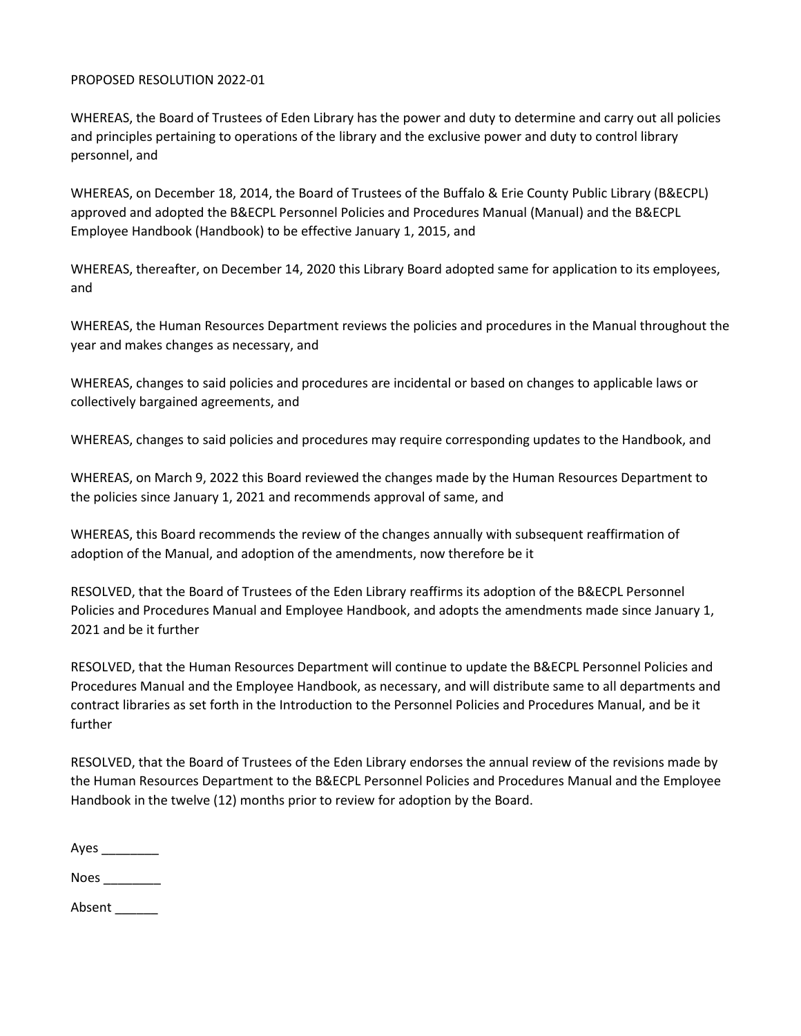PROPOSED RESOLUTION 2022-01

WHEREAS, the Board of Trustees of Eden Library has the power and duty to determine and carry out all policies and principles pertaining to operations of the library and the exclusive power and duty to control library personnel, and

WHEREAS, on December 18, 2014, the Board of Trustees of the Buffalo & Erie County Public Library (B&ECPL) approved and adopted the B&ECPL Personnel Policies and Procedures Manual (Manual) and the B&ECPL Employee Handbook (Handbook) to be effective January 1, 2015, and

WHEREAS, thereafter, on December 14, 2020 this Library Board adopted same for application to its employees, and

WHEREAS, the Human Resources Department reviews the policies and procedures in the Manual throughout the year and makes changes as necessary, and

WHEREAS, changes to said policies and procedures are incidental or based on changes to applicable laws or collectively bargained agreements, and

WHEREAS, changes to said policies and procedures may require corresponding updates to the Handbook, and

WHEREAS, on March 9, 2022 this Board reviewed the changes made by the Human Resources Department to the policies since January 1, 2021 and recommends approval of same, and

WHEREAS, this Board recommends the review of the changes annually with subsequent reaffirmation of adoption of the Manual, and adoption of the amendments, now therefore be it

RESOLVED, that the Board of Trustees of the Eden Library reaffirms its adoption of the B&ECPL Personnel Policies and Procedures Manual and Employee Handbook, and adopts the amendments made since January 1, 2021 and be it further

RESOLVED, that the Human Resources Department will continue to update the B&ECPL Personnel Policies and Procedures Manual and the Employee Handbook, as necessary, and will distribute same to all departments and contract libraries as set forth in the Introduction to the Personnel Policies and Procedures Manual, and be it further

RESOLVED, that the Board of Trustees of the Eden Library endorses the annual review of the revisions made by the Human Resources Department to the B&ECPL Personnel Policies and Procedures Manual and the Employee Handbook in the twelve (12) months prior to review for adoption by the Board.

Ayes ________

Noes ________

Absent ______